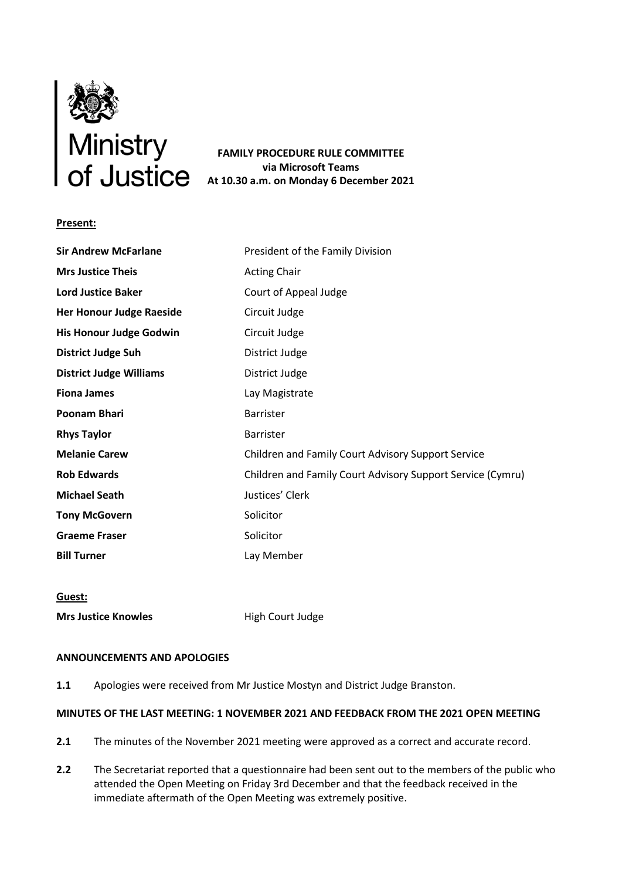Ministry of Justice

**FAMILY PROCEDURE RULE COMMITTEE**
**via Microsoft Teams**
**At 10.30 a.m. on Monday 6 December 2021**

**Present:**

| | |
|---|---|
| **Sir Andrew McFarlane** | President of the Family Division |
| **Mrs Justice Theis** | Acting Chair |
| **Lord Justice Baker** | Court of Appeal Judge |
| **Her Honour Judge Raeside** | Circuit Judge |
| **His Honour Judge Godwin** | Circuit Judge |
| **District Judge Suh** | District Judge |
| **District Judge Williams** | District Judge |
| **Fiona James** | Lay Magistrate |
| **Poonam Bhari** | Barrister |
| **Rhys Taylor** | Barrister |
| **Melanie Carew** | Children and Family Court Advisory Support Service |
| **Rob Edwards** | Children and Family Court Advisory Support Service (Cymru) |
| **Michael Seath** | Justices' Clerk |
| **Tony McGovern** | Solicitor |
| **Graeme Fraser** | Solicitor |
| **Bill Turner** | Lay Member |

**Guest:**

| | |
|---|---|
| **Mrs Justice Knowles** | High Court Judge |

**ANNOUNCEMENTS AND APOLOGIES**

**1.1** Apologies were received from Mr Justice Mostyn and District Judge Branston.

**MINUTES OF THE LAST MEETING: 1 NOVEMBER 2021 AND FEEDBACK FROM THE 2021 OPEN MEETING**

**2.1** The minutes of the November 2021 meeting were approved as a correct and accurate record.

**2.2** The Secretariat reported that a questionnaire had been sent out to the members of the public who attended the Open Meeting on Friday 3rd December and that the feedback received in the immediate aftermath of the Open Meeting was extremely positive.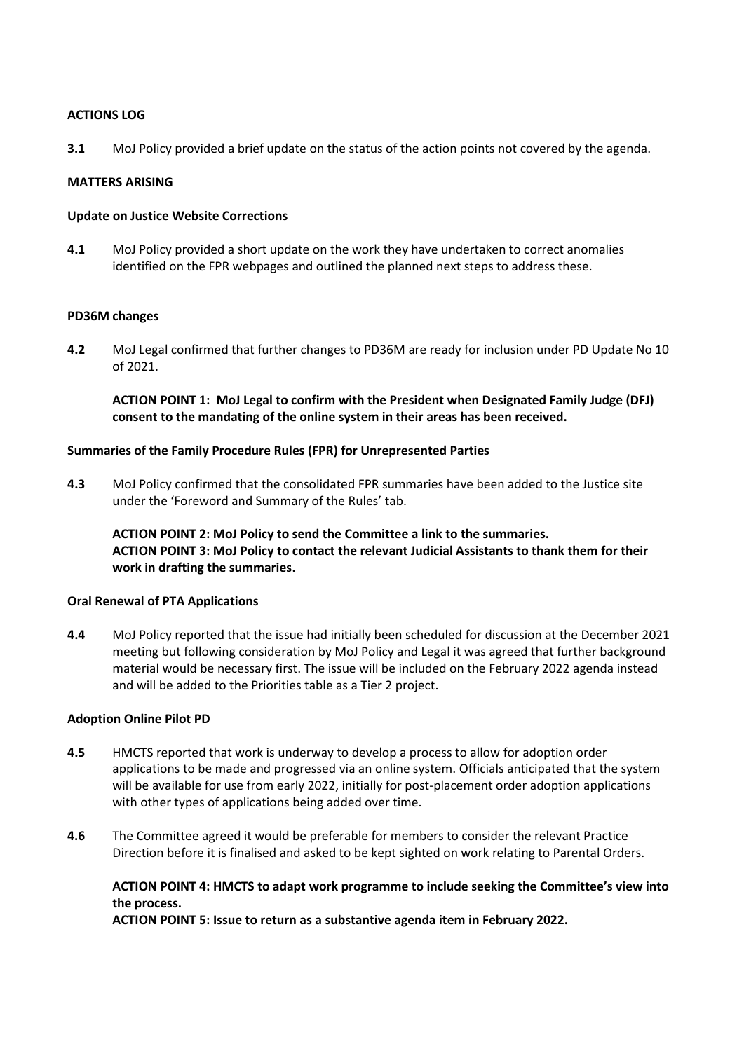**ACTIONS LOG**

**3.1** MoJ Policy provided a brief update on the status of the action points not covered by the agenda.

**MATTERS ARISING**

**Update on Justice Website Corrections**

**4.1** MoJ Policy provided a short update on the work they have undertaken to correct anomalies identified on the FPR webpages and outlined the planned next steps to address these.

**PD36M changes**

**4.2** MoJ Legal confirmed that further changes to PD36M are ready for inclusion under PD Update No 10 of 2021.

**ACTION POINT 1: MoJ Legal to confirm with the President when Designated Family Judge (DFJ) consent to the mandating of the online system in their areas has been received.**

**Summaries of the Family Procedure Rules (FPR) for Unrepresented Parties**

**4.3** MoJ Policy confirmed that the consolidated FPR summaries have been added to the Justice site under the 'Foreword and Summary of the Rules' tab.

**ACTION POINT 2: MoJ Policy to send the Committee a link to the summaries.**
**ACTION POINT 3: MoJ Policy to contact the relevant Judicial Assistants to thank them for their work in drafting the summaries.**

**Oral Renewal of PTA Applications**

**4.4** MoJ Policy reported that the issue had initially been scheduled for discussion at the December 2021 meeting but following consideration by MoJ Policy and Legal it was agreed that further background material would be necessary first. The issue will be included on the February 2022 agenda instead and will be added to the Priorities table as a Tier 2 project.

**Adoption Online Pilot PD**

**4.5** HMCTS reported that work is underway to develop a process to allow for adoption order applications to be made and progressed via an online system. Officials anticipated that the system will be available for use from early 2022, initially for post-placement order adoption applications with other types of applications being added over time.

**4.6** The Committee agreed it would be preferable for members to consider the relevant Practice Direction before it is finalised and asked to be kept sighted on work relating to Parental Orders.

**ACTION POINT 4: HMCTS to adapt work programme to include seeking the Committee's view into the process.**
**ACTION POINT 5: Issue to return as a substantive agenda item in February 2022.**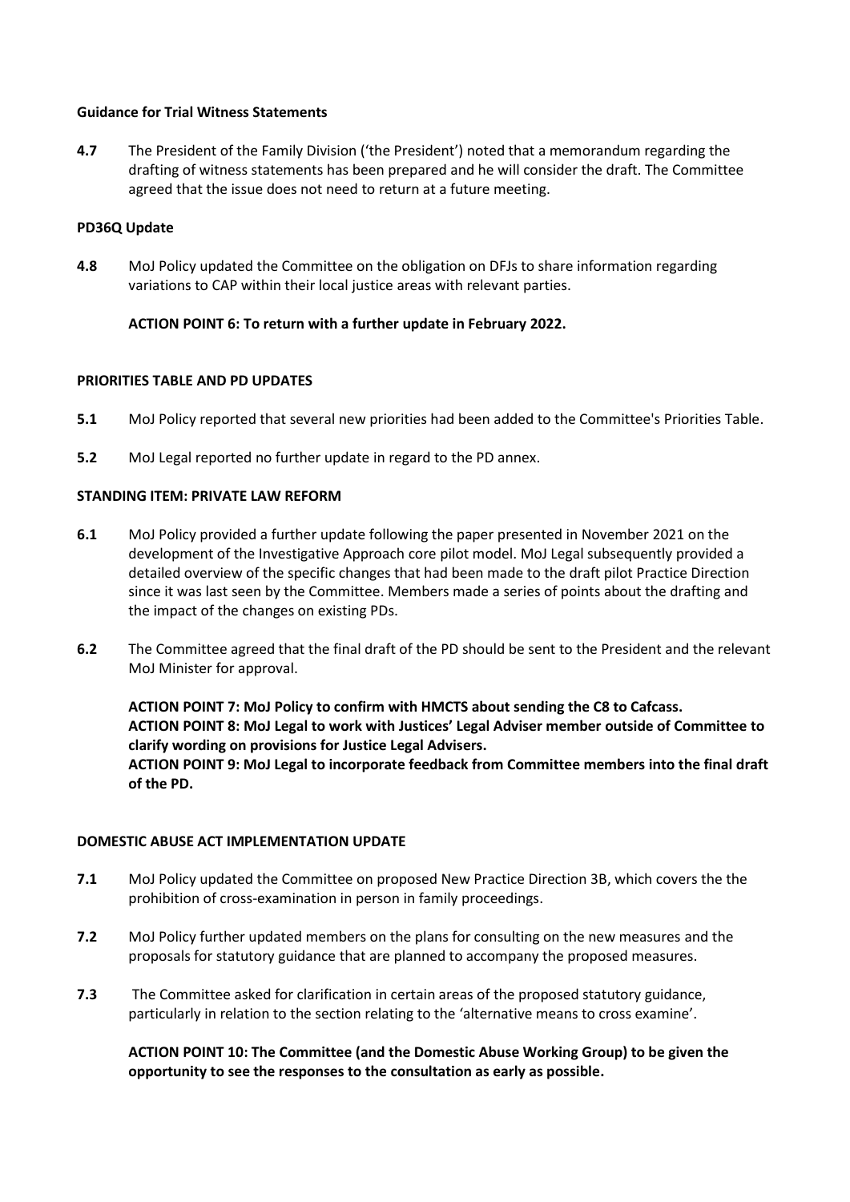**Guidance for Trial Witness Statements**

**4.7** The President of the Family Division ('the President') noted that a memorandum regarding the drafting of witness statements has been prepared and he will consider the draft. The Committee agreed that the issue does not need to return at a future meeting.

**PD36Q Update**

**4.8** MoJ Policy updated the Committee on the obligation on DFJs to share information regarding variations to CAP within their local justice areas with relevant parties.

**ACTION POINT 6: To return with a further update in February 2022.**

**PRIORITIES TABLE AND PD UPDATES**

**5.1** MoJ Policy reported that several new priorities had been added to the Committee's Priorities Table.

**5.2** MoJ Legal reported no further update in regard to the PD annex.

**STANDING ITEM: PRIVATE LAW REFORM**

**6.1** MoJ Policy provided a further update following the paper presented in November 2021 on the development of the Investigative Approach core pilot model. MoJ Legal subsequently provided a detailed overview of the specific changes that had been made to the draft pilot Practice Direction since it was last seen by the Committee. Members made a series of points about the drafting and the impact of the changes on existing PDs.

**6.2** The Committee agreed that the final draft of the PD should be sent to the President and the relevant MoJ Minister for approval.

**ACTION POINT 7: MoJ Policy to confirm with HMCTS about sending the C8 to Cafcass.**
**ACTION POINT 8: MoJ Legal to work with Justices' Legal Adviser member outside of Committee to clarify wording on provisions for Justice Legal Advisers.**
**ACTION POINT 9: MoJ Legal to incorporate feedback from Committee members into the final draft of the PD.**

**DOMESTIC ABUSE ACT IMPLEMENTATION UPDATE**

**7.1** MoJ Policy updated the Committee on proposed New Practice Direction 3B, which covers the the prohibition of cross-examination in person in family proceedings.

**7.2** MoJ Policy further updated members on the plans for consulting on the new measures and the proposals for statutory guidance that are planned to accompany the proposed measures.

**7.3** The Committee asked for clarification in certain areas of the proposed statutory guidance, particularly in relation to the section relating to the 'alternative means to cross examine'.

**ACTION POINT 10: The Committee (and the Domestic Abuse Working Group) to be given the opportunity to see the responses to the consultation as early as possible.**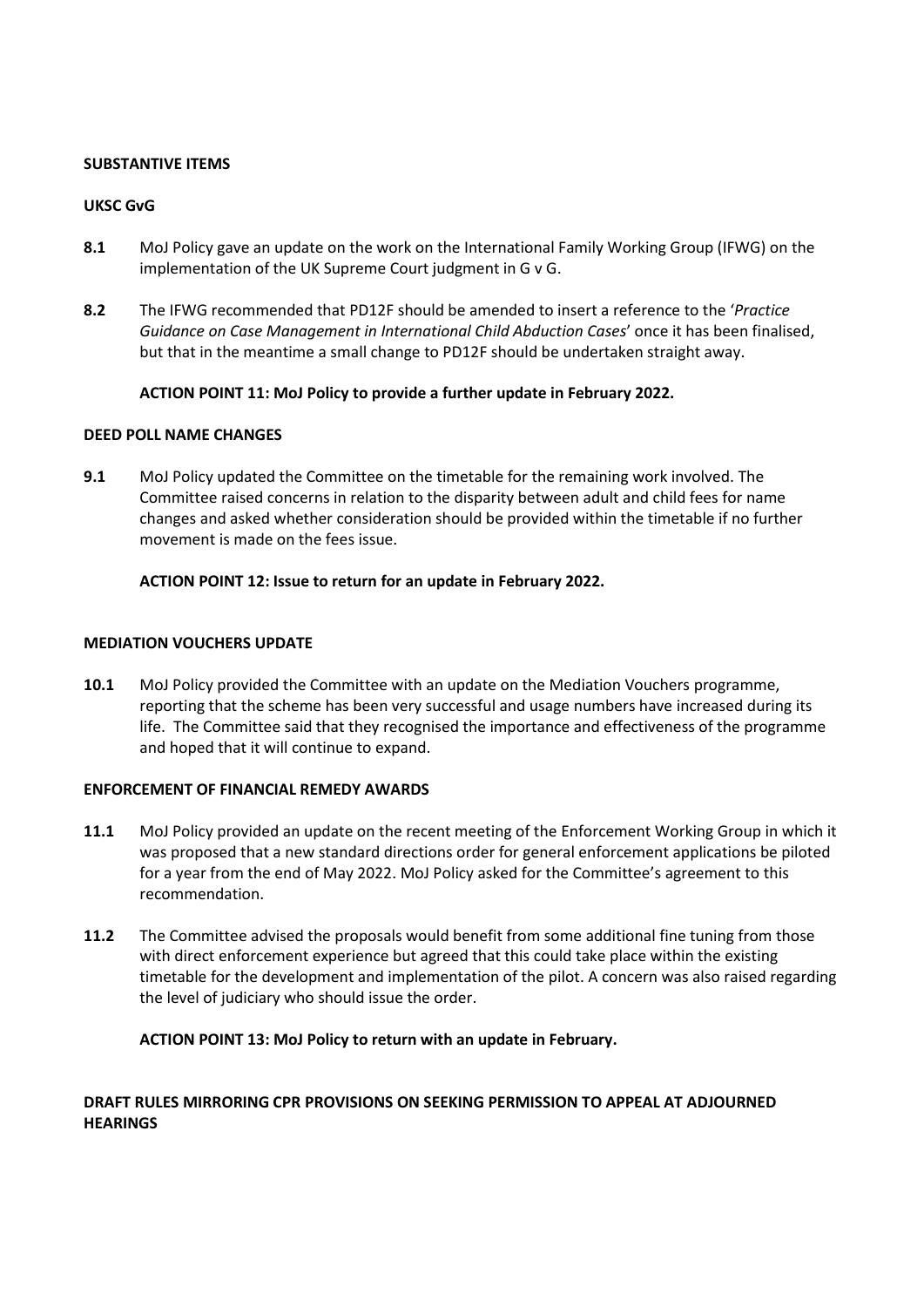## SUBSTANTIVE ITEMS

### UKSC GvG

**8.1** MoJ Policy gave an update on the work on the International Family Working Group (IFWG) on the implementation of the UK Supreme Court judgment in G v G.

**8.2** The IFWG recommended that PD12F should be amended to insert a reference to the '*Practice Guidance on Case Management in International Child Abduction Cases*' once it has been finalised, but that in the meantime a small change to PD12F should be undertaken straight away.

**ACTION POINT 11: MoJ Policy to provide a further update in February 2022.**

### DEED POLL NAME CHANGES

**9.1** MoJ Policy updated the Committee on the timetable for the remaining work involved. The Committee raised concerns in relation to the disparity between adult and child fees for name changes and asked whether consideration should be provided within the timetable if no further movement is made on the fees issue.

**ACTION POINT 12: Issue to return for an update in February 2022.**

### MEDIATION VOUCHERS UPDATE

**10.1** MoJ Policy provided the Committee with an update on the Mediation Vouchers programme, reporting that the scheme has been very successful and usage numbers have increased during its life. The Committee said that they recognised the importance and effectiveness of the programme and hoped that it will continue to expand.

### ENFORCEMENT OF FINANCIAL REMEDY AWARDS

**11.1** MoJ Policy provided an update on the recent meeting of the Enforcement Working Group in which it was proposed that a new standard directions order for general enforcement applications be piloted for a year from the end of May 2022. MoJ Policy asked for the Committee's agreement to this recommendation.

**11.2** The Committee advised the proposals would benefit from some additional fine tuning from those with direct enforcement experience but agreed that this could take place within the existing timetable for the development and implementation of the pilot. A concern was also raised regarding the level of judiciary who should issue the order.

**ACTION POINT 13: MoJ Policy to return with an update in February.**

### DRAFT RULES MIRRORING CPR PROVISIONS ON SEEKING PERMISSION TO APPEAL AT ADJOURNED HEARINGS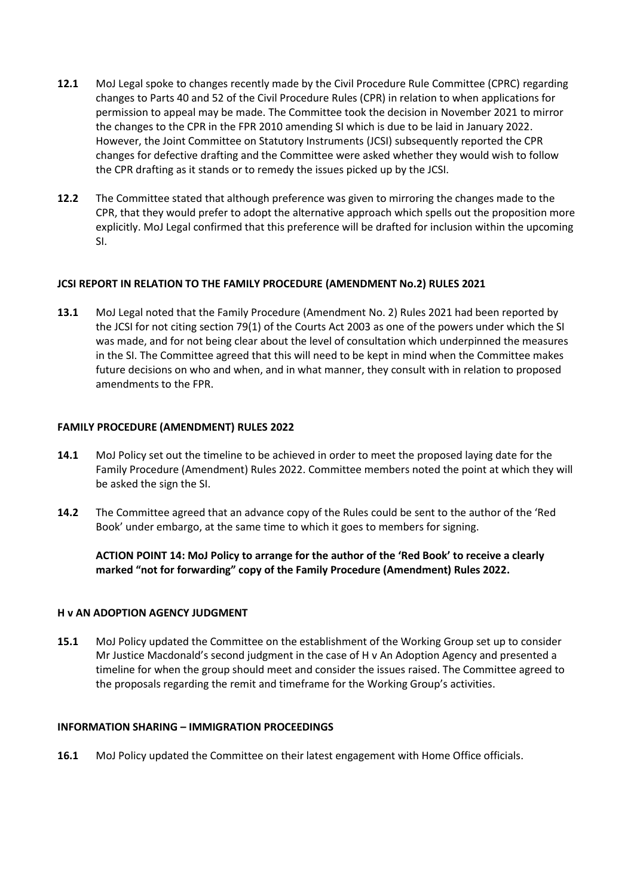**12.1** MoJ Legal spoke to changes recently made by the Civil Procedure Rule Committee (CPRC) regarding changes to Parts 40 and 52 of the Civil Procedure Rules (CPR) in relation to when applications for permission to appeal may be made. The Committee took the decision in November 2021 to mirror the changes to the CPR in the FPR 2010 amending SI which is due to be laid in January 2022. However, the Joint Committee on Statutory Instruments (JCSI) subsequently reported the CPR changes for defective drafting and the Committee were asked whether they would wish to follow the CPR drafting as it stands or to remedy the issues picked up by the JCSI.

**12.2** The Committee stated that although preference was given to mirroring the changes made to the CPR, that they would prefer to adopt the alternative approach which spells out the proposition more explicitly. MoJ Legal confirmed that this preference will be drafted for inclusion within the upcoming SI.

### JCSI REPORT IN RELATION TO THE FAMILY PROCEDURE (AMENDMENT No.2) RULES 2021

**13.1** MoJ Legal noted that the Family Procedure (Amendment No. 2) Rules 2021 had been reported by the JCSI for not citing section 79(1) of the Courts Act 2003 as one of the powers under which the SI was made, and for not being clear about the level of consultation which underpinned the measures in the SI. The Committee agreed that this will need to be kept in mind when the Committee makes future decisions on who and when, and in what manner, they consult with in relation to proposed amendments to the FPR.

### FAMILY PROCEDURE (AMENDMENT) RULES 2022

**14.1** MoJ Policy set out the timeline to be achieved in order to meet the proposed laying date for the Family Procedure (Amendment) Rules 2022. Committee members noted the point at which they will be asked the sign the SI.

**14.2** The Committee agreed that an advance copy of the Rules could be sent to the author of the 'Red Book' under embargo, at the same time to which it goes to members for signing.

**ACTION POINT 14: MoJ Policy to arrange for the author of the 'Red Book' to receive a clearly marked "not for forwarding" copy of the Family Procedure (Amendment) Rules 2022.**

### H v AN ADOPTION AGENCY JUDGMENT

**15.1** MoJ Policy updated the Committee on the establishment of the Working Group set up to consider Mr Justice Macdonald's second judgment in the case of H v An Adoption Agency and presented a timeline for when the group should meet and consider the issues raised. The Committee agreed to the proposals regarding the remit and timeframe for the Working Group's activities.

### INFORMATION SHARING – IMMIGRATION PROCEEDINGS

**16.1** MoJ Policy updated the Committee on their latest engagement with Home Office officials.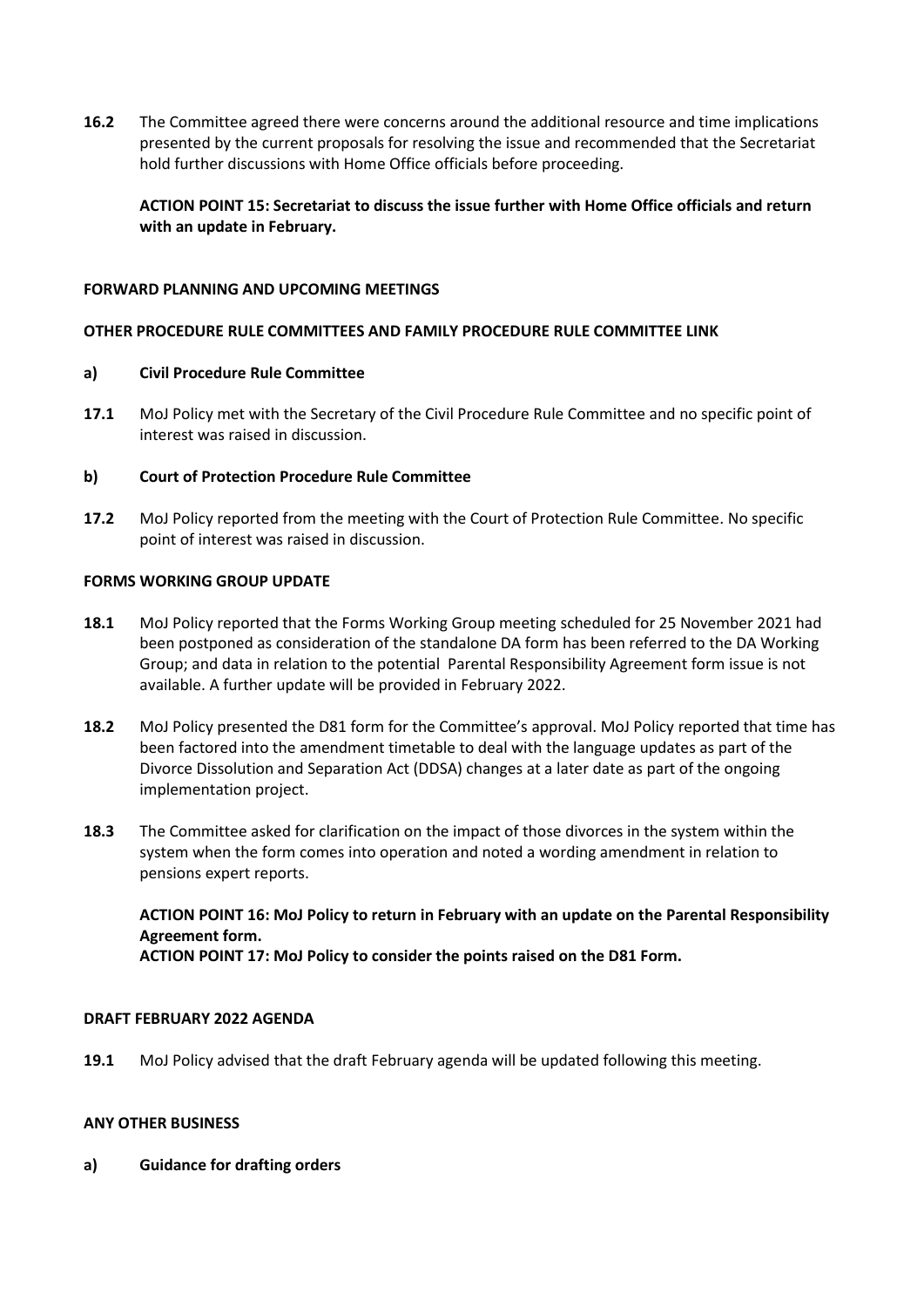**16.2** The Committee agreed there were concerns around the additional resource and time implications presented by the current proposals for resolving the issue and recommended that the Secretariat hold further discussions with Home Office officials before proceeding.

**ACTION POINT 15: Secretariat to discuss the issue further with Home Office officials and return with an update in February.**

**FORWARD PLANNING AND UPCOMING MEETINGS**

**OTHER PROCEDURE RULE COMMITTEES AND FAMILY PROCEDURE RULE COMMITTEE LINK**

**a) Civil Procedure Rule Committee**

**17.1** MoJ Policy met with the Secretary of the Civil Procedure Rule Committee and no specific point of interest was raised in discussion.

**b) Court of Protection Procedure Rule Committee**

**17.2** MoJ Policy reported from the meeting with the Court of Protection Rule Committee. No specific point of interest was raised in discussion.

**FORMS WORKING GROUP UPDATE**

**18.1** MoJ Policy reported that the Forms Working Group meeting scheduled for 25 November 2021 had been postponed as consideration of the standalone DA form has been referred to the DA Working Group; and data in relation to the potential Parental Responsibility Agreement form issue is not available. A further update will be provided in February 2022.

**18.2** MoJ Policy presented the D81 form for the Committee's approval. MoJ Policy reported that time has been factored into the amendment timetable to deal with the language updates as part of the Divorce Dissolution and Separation Act (DDSA) changes at a later date as part of the ongoing implementation project.

**18.3** The Committee asked for clarification on the impact of those divorces in the system within the system when the form comes into operation and noted a wording amendment in relation to pensions expert reports.

**ACTION POINT 16: MoJ Policy to return in February with an update on the Parental Responsibility Agreement form.**
**ACTION POINT 17: MoJ Policy to consider the points raised on the D81 Form.**

**DRAFT FEBRUARY 2022 AGENDA**

**19.1** MoJ Policy advised that the draft February agenda will be updated following this meeting.

**ANY OTHER BUSINESS**

**a) Guidance for drafting orders**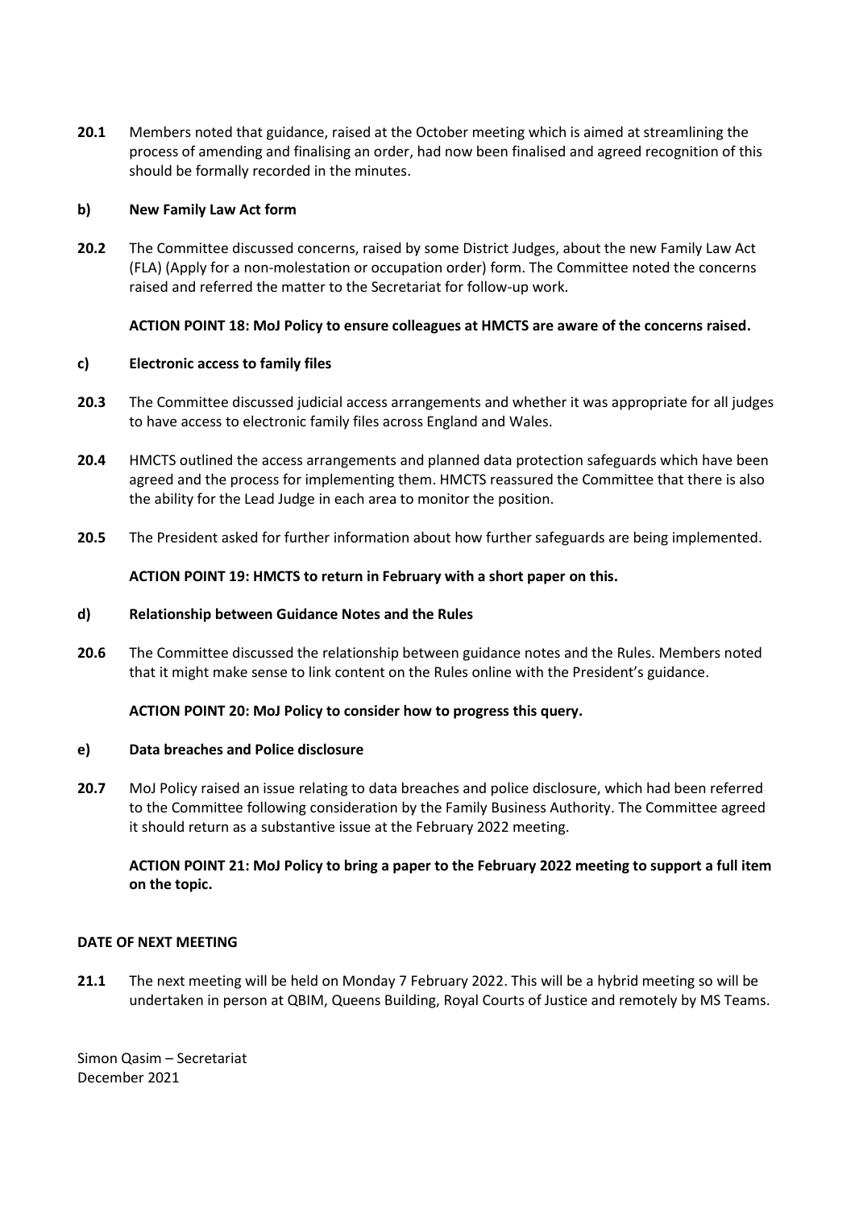**20.1** Members noted that guidance, raised at the October meeting which is aimed at streamlining the process of amending and finalising an order, had now been finalised and agreed recognition of this should be formally recorded in the minutes.

**b) New Family Law Act form**

**20.2** The Committee discussed concerns, raised by some District Judges, about the new Family Law Act (FLA) (Apply for a non-molestation or occupation order) form. The Committee noted the concerns raised and referred the matter to the Secretariat for follow-up work.

**ACTION POINT 18: MoJ Policy to ensure colleagues at HMCTS are aware of the concerns raised.**

**c) Electronic access to family files**

**20.3** The Committee discussed judicial access arrangements and whether it was appropriate for all judges to have access to electronic family files across England and Wales.

**20.4** HMCTS outlined the access arrangements and planned data protection safeguards which have been agreed and the process for implementing them. HMCTS reassured the Committee that there is also the ability for the Lead Judge in each area to monitor the position.

**20.5** The President asked for further information about how further safeguards are being implemented.

**ACTION POINT 19: HMCTS to return in February with a short paper on this.**

**d) Relationship between Guidance Notes and the Rules**

**20.6** The Committee discussed the relationship between guidance notes and the Rules. Members noted that it might make sense to link content on the Rules online with the President's guidance.

**ACTION POINT 20: MoJ Policy to consider how to progress this query.**

**e) Data breaches and Police disclosure**

**20.7** MoJ Policy raised an issue relating to data breaches and police disclosure, which had been referred to the Committee following consideration by the Family Business Authority. The Committee agreed it should return as a substantive issue at the February 2022 meeting.

**ACTION POINT 21: MoJ Policy to bring a paper to the February 2022 meeting to support a full item on the topic.**

**DATE OF NEXT MEETING**

**21.1** The next meeting will be held on Monday 7 February 2022. This will be a hybrid meeting so will be undertaken in person at QBIM, Queens Building, Royal Courts of Justice and remotely by MS Teams.

Simon Qasim – Secretariat
December 2021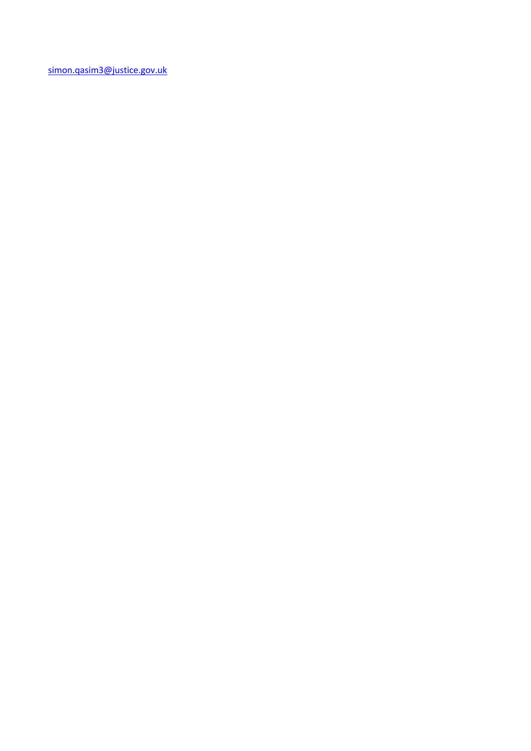simon.qasim3@justice.gov.uk